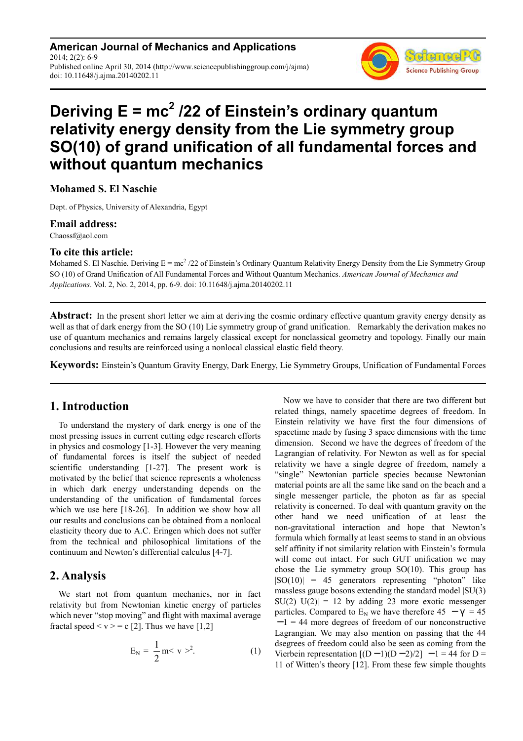# Deriving E = mc$^2$ /22 of Einstein's ordinary quantum relativity energy density from the Lie symmetry group SO(10) of grand unification of all fundamental forces and without quantum mechanics

**Mohamed S. El Naschie**

Dept. of Physics, University of Alexandria, Egypt

**Email address:**

Chaossf@aol.com

**To cite this article:**

Mohamed S. El Naschie. Deriving E = mc$^2$ /22 of Einstein's Ordinary Quantum Relativity Energy Density from the Lie Symmetry Group SO (10) of Grand Unification of All Fundamental Forces and Without Quantum Mechanics. *American Journal of Mechanics and Applications*. Vol. 2, No. 2, 2014, pp. 6-9. doi: 10.11648/j.ajma.20140202.11

---

**Abstract:** In the present short letter we aim at deriving the cosmic ordinary effective quantum gravity energy density as well as that of dark energy from the SO (10) Lie symmetry group of grand unification. Remarkably the derivation makes no use of quantum mechanics and remains largely classical except for nonclassical geometry and topology. Finally our main conclusions and results are reinforced using a nonlocal classical elastic field theory.

**Keywords:** Einstein's Quantum Gravity Energy, Dark Energy, Lie Symmetry Groups, Unification of Fundamental Forces

---

## 1. Introduction

To understand the mystery of dark energy is one of the most pressing issues in current cutting edge research efforts in physics and cosmology [1-3]. However the very meaning of fundamental forces is itself the subject of needed scientific understanding [1-27]. The present work is motivated by the belief that science represents a wholeness in which dark energy understanding depends on the understanding of the unification of fundamental forces which we use here [18-26]. In addition we show how all our results and conclusions can be obtained from a nonlocal elasticity theory due to A.C. Eringen which does not suffer from the technical and philosophical limitations of the continuum and Newton's differential calculus [4-7].

## 2. Analysis

We start not from quantum mechanics, nor in fact relativity but from Newtonian kinetic energy of particles which never "stop moving" and flight with maximal average fractal speed $< v > = c$ [2]. Thus we have [1,2]

$$E_N = \frac{1}{2} m < v >^2. \tag{1}$$

Now we have to consider that there are two different but related things, namely spacetime degrees of freedom. In Einstein relativity we have first the four dimensions of spacetime made by fusing 3 space dimensions with the time dimension. Second we have the degrees of freedom of the Lagrangian of relativity. For Newton as well as for special relativity we have a single degree of freedom, namely a "single" Newtonian particle species because Newtonian material points are all the same like sand on the beach and a single messenger particle, the photon as far as special relativity is concerned. To deal with quantum gravity on the other hand we need unification of at least the non-gravitational interaction and hope that Newton's formula which formally at least seems to stand in an obvious self affinity if not similarity relation with Einstein's formula will come out intact. For such GUT unification we may chose the Lie symmetry group SO(10). This group has $|SO(10)| = 45$ generators representing "photon" like massless gauge bosons extending the standard model $|SU(3)\ SU(2)\ U(2)| = 12$ by adding 23 more exotic messenger particles. Compared to $E_N$ we have therefore $45 - \gamma = 45 - 1 = 44$ more degrees of freedom of our nonconstructive Lagrangian. We may also mention on passing that the 44 dsegrees of freedom could also be seen as coming from the Vierbein representation $[(D - 1)(D - 2)/2] - 1 = 44$ for D = 11 of Witten's theory [12]. From these few simple thoughts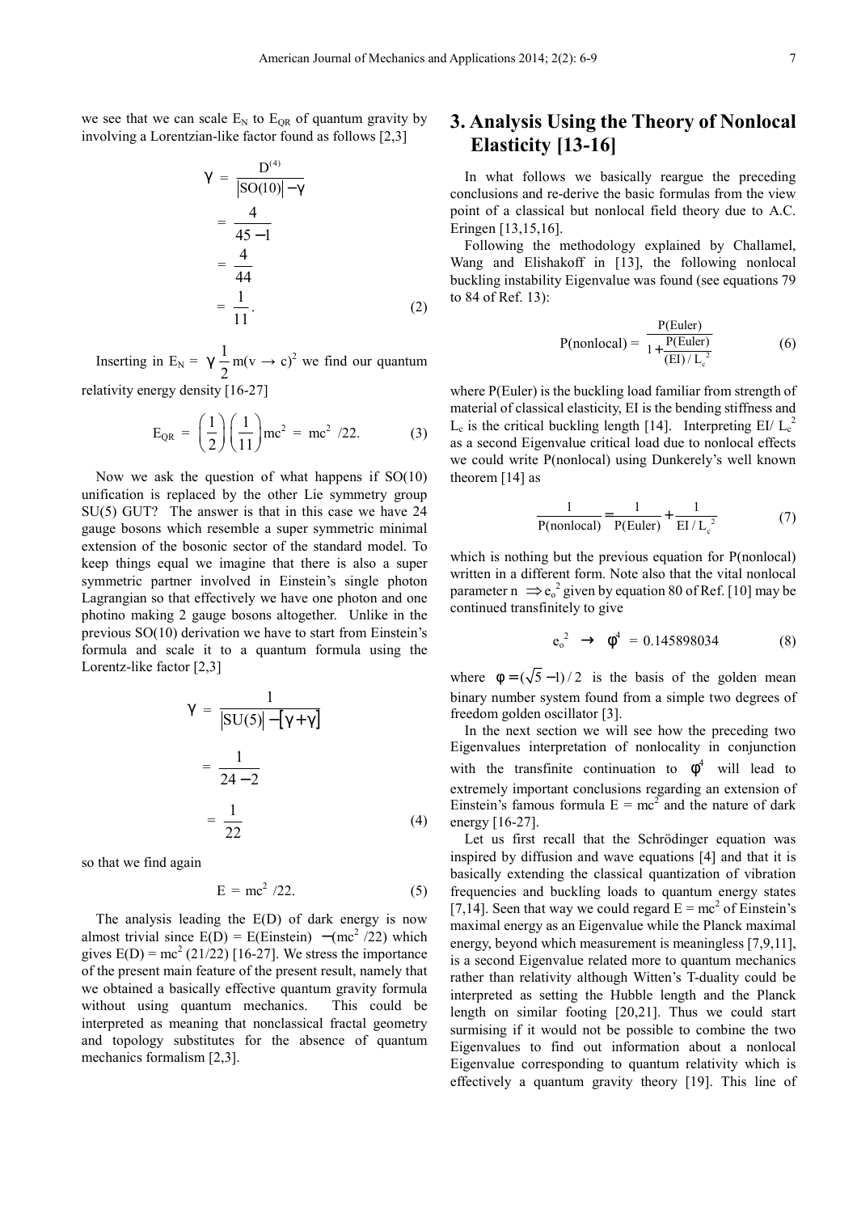we see that we can scale $E_N$ to $E_{QR}$ of quantum gravity by involving a Lorentzian-like factor found as follows [2,3]

$$\begin{aligned} \gamma &= \frac{D^{(4)}}{|SO(10)| - \gamma} \\ &= \frac{4}{45-1} \\ &= \frac{4}{44} \\ &= \frac{1}{11}. \end{aligned} \tag{2}$$

Inserting in $E_N = \gamma \frac{1}{2} m(v \to c)^2$ we find our quantum relativity energy density [16-27]

$$E_{QR} = \left(\frac{1}{2}\right)\left(\frac{1}{11}\right) mc^2 = mc^2 \ /22. \tag{3}$$

Now we ask the question of what happens if SO(10) unification is replaced by the other Lie symmetry group SU(5) GUT? The answer is that in this case we have 24 gauge bosons which resemble a super symmetric minimal extension of the bosonic sector of the standard model. To keep things equal we imagine that there is also a super symmetric partner involved in Einstein's single photon Lagrangian so that effectively we have one photon and one photino making 2 gauge bosons altogether. Unlike in the previous SO(10) derivation we have to start from Einstein's formula and scale it to a quantum formula using the Lorentz-like factor [2,3]

$$\begin{aligned} \gamma &= \frac{1}{|SU(5)| - [\gamma + \gamma]} \\ &= \frac{1}{24-2} \\ &= \frac{1}{22} \end{aligned} \tag{4}$$

so that we find again

$$E = mc^2 \ /22. \tag{5}$$

The analysis leading the E(D) of dark energy is now almost trivial since E(D) = E(Einstein) $-(mc^2/22)$ which gives E(D) = $mc^2$ (21/22) [16-27]. We stress the importance of the present main feature of the present result, namely that we obtained a basically effective quantum gravity formula without using quantum mechanics. This could be interpreted as meaning that nonclassical fractal geometry and topology substitutes for the absence of quantum mechanics formalism [2,3].

# 3. Analysis Using the Theory of Nonlocal Elasticity [13-16]

In what follows we basically reargue the preceding conclusions and re-derive the basic formulas from the view point of a classical but nonlocal field theory due to A.C. Eringen [13,15,16].

Following the methodology explained by Challamel, Wang and Elishakoff in [13], the following nonlocal buckling instability Eigenvalue was found (see equations 79 to 84 of Ref. 13):

$$P(\text{nonlocal}) = \frac{P(\text{Euler})}{1 + \frac{P(\text{Euler})}{(EI)/L_c^2}} \tag{6}$$

where P(Euler) is the buckling load familiar from strength of material of classical elasticity, EI is the bending stiffness and $L_c$ is the critical buckling length [14]. Interpreting EI/ $L_c^2$ as a second Eigenvalue critical load due to nonlocal effects we could write P(nonlocal) using Dunkerely's well known theorem [14] as

$$\frac{1}{P(\text{nonlocal})} = \frac{1}{P(\text{Euler})} + \frac{1}{EI/L_c^2} \tag{7}$$

which is nothing but the previous equation for P(nonlocal) written in a different form. Note also that the vital nonlocal parameter n $\Rightarrow e_o^2$ given by equation 80 of Ref. [10] may be continued transfinitely to give

$$e_o^2 \ \to \ \phi^4 \ = \ 0.145898034 \tag{8}$$

where $\phi = (\sqrt{5}-1)/2$ is the basis of the golden mean binary number system found from a simple two degrees of freedom golden oscillator [3].

In the next section we will see how the preceding two Eigenvalues interpretation of nonlocality in conjunction with the transfinite continuation to $\phi^4$ will lead to extremely important conclusions regarding an extension of Einstein's famous formula $E = mc^2$ and the nature of dark energy [16-27].

Let us first recall that the Schrödinger equation was inspired by diffusion and wave equations [4] and that it is basically extending the classical quantization of vibration frequencies and buckling loads to quantum energy states [7,14]. Seen that way we could regard $E = mc^2$ of Einstein's maximal energy as an Eigenvalue while the Planck maximal energy, beyond which measurement is meaningless [7,9,11], is a second Eigenvalue related more to quantum mechanics rather than relativity although Witten's T-duality could be interpreted as setting the Hubble length and the Planck length on similar footing [20,21]. Thus we could start surmising if it would not be possible to combine the two Eigenvalues to find out information about a nonlocal Eigenvalue corresponding to quantum relativity which is effectively a quantum gravity theory [19]. This line of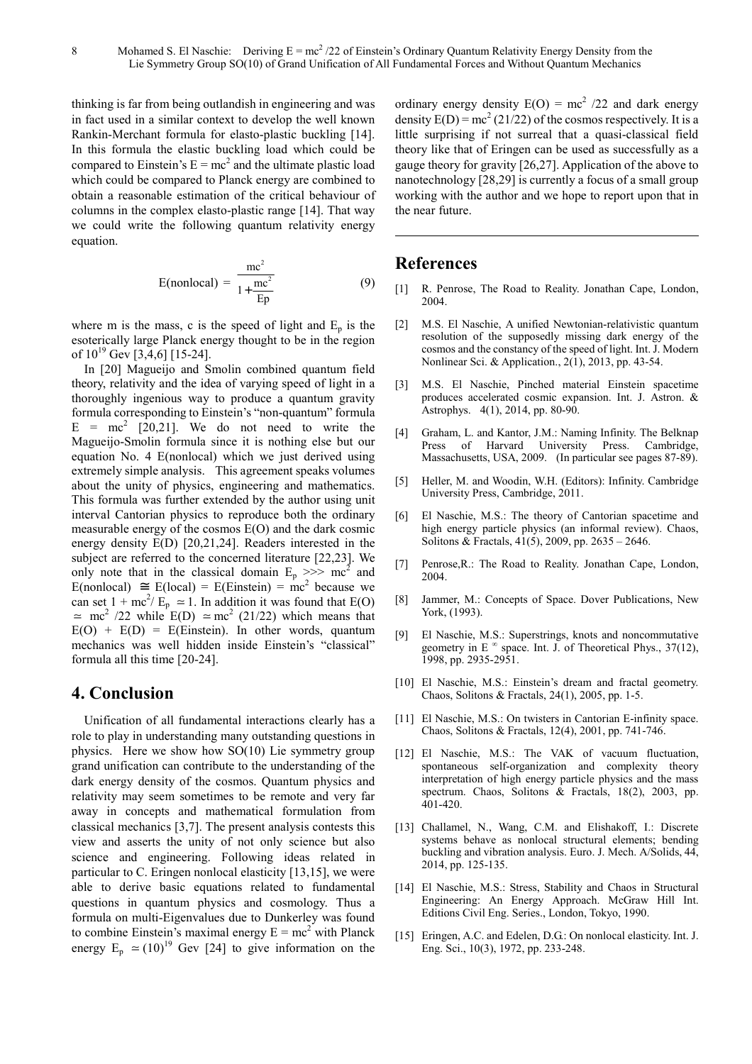thinking is far from being outlandish in engineering and was in fact used in a similar context to develop the well known Rankin-Merchant formula for elasto-plastic buckling [14]. In this formula the elastic buckling load which could be compared to Einstein's $E = mc^2$ and the ultimate plastic load which could be compared to Planck energy are combined to obtain a reasonable estimation of the critical behaviour of columns in the complex elasto-plastic range [14]. That way we could write the following quantum relativity energy equation.

$$E(\text{nonlocal}) = \frac{mc^2}{1 + \frac{mc^2}{Ep}} \tag{9}$$

where m is the mass, c is the speed of light and $E_p$ is the esoterically large Planck energy thought to be in the region of $10^{19}$ Gev [3,4,6] [15-24].

In [20] Magueijo and Smolin combined quantum field theory, relativity and the idea of varying speed of light in a thoroughly ingenious way to produce a quantum gravity formula corresponding to Einstein's "non-quantum" formula $E = mc^2$ [20,21]. We do not need to write the Magueijo-Smolin formula since it is nothing else but our equation No. 4 E(nonlocal) which we just derived using extremely simple analysis. This agreement speaks volumes about the unity of physics, engineering and mathematics. This formula was further extended by the author using unit interval Cantorian physics to reproduce both the ordinary measurable energy of the cosmos E(O) and the dark cosmic energy density E(D) [20,21,24]. Readers interested in the subject are referred to the concerned literature [22,23]. We only note that in the classical domain $E_p >>> mc^2$ and $E(\text{nonlocal}) \cong E(\text{local}) = E(\text{Einstein}) = mc^2$ because we can set $1 + mc^2/E_p \simeq 1$. In addition it was found that $E(O) \simeq mc^2/22$ while $E(D) \simeq mc^2 (21/22)$ which means that $E(O) + E(D) = E(\text{Einstein})$. In other words, quantum mechanics was well hidden inside Einstein's "classical" formula all this time [20-24].

## 4. Conclusion

Unification of all fundamental interactions clearly has a role to play in understanding many outstanding questions in physics. Here we show how SO(10) Lie symmetry group grand unification can contribute to the understanding of the dark energy density of the cosmos. Quantum physics and relativity may seem sometimes to be remote and very far away in concepts and mathematical formulation from classical mechanics [3,7]. The present analysis contests this view and asserts the unity of not only science but also science and engineering. Following ideas related in particular to C. Eringen nonlocal elasticity [13,15], we were able to derive basic equations related to fundamental questions in quantum physics and cosmology. Thus a formula on multi-Eigenvalues due to Dunkerley was found to combine Einstein's maximal energy $E = mc^2$ with Planck energy $E_p \simeq (10)^{19}$ Gev [24] to give information on the ordinary energy density $E(O) = mc^2/22$ and dark energy density $E(D) = mc^2 (21/22)$ of the cosmos respectively. It is a little surprising if not surreal that a quasi-classical field theory like that of Eringen can be used as successfully as a gauge theory for gravity [26,27]. Application of the above to nanotechnology [28,29] is currently a focus of a small group working with the author and we hope to report upon that in the near future.

## References

[1] R. Penrose, The Road to Reality. Jonathan Cape, London, 2004.

[2] M.S. El Naschie, A unified Newtonian-relativistic quantum resolution of the supposedly missing dark energy of the cosmos and the constancy of the speed of light. Int. J. Modern Nonlinear Sci. & Application., 2(1), 2013, pp. 43-54.

[3] M.S. El Naschie, Pinched material Einstein spacetime produces accelerated cosmic expansion. Int. J. Astron. & Astrophys. 4(1), 2014, pp. 80-90.

[4] Graham, L. and Kantor, J.M.: Naming Infinity. The Belknap Press of Harvard University Press. Cambridge, Massachusetts, USA, 2009. (In particular see pages 87-89).

[5] Heller, M. and Woodin, W.H. (Editors): Infinity. Cambridge University Press, Cambridge, 2011.

[6] El Naschie, M.S.: The theory of Cantorian spacetime and high energy particle physics (an informal review). Chaos, Solitons & Fractals, 41(5), 2009, pp. 2635 – 2646.

[7] Penrose,R.: The Road to Reality. Jonathan Cape, London, 2004.

[8] Jammer, M.: Concepts of Space. Dover Publications, New York, (1993).

[9] El Naschie, M.S.: Superstrings, knots and noncommutative geometry in $E^{\infty}$ space. Int. J. of Theoretical Phys., 37(12), 1998, pp. 2935-2951.

[10] El Naschie, M.S.: Einstein's dream and fractal geometry. Chaos, Solitons & Fractals, 24(1), 2005, pp. 1-5.

[11] El Naschie, M.S.: On twisters in Cantorian E-infinity space. Chaos, Solitons & Fractals, 12(4), 2001, pp. 741-746.

[12] El Naschie, M.S.: The VAK of vacuum fluctuation, spontaneous self-organization and complexity theory interpretation of high energy particle physics and the mass spectrum. Chaos, Solitons & Fractals, 18(2), 2003, pp. 401-420.

[13] Challamel, N., Wang, C.M. and Elishakoff, I.: Discrete systems behave as nonlocal structural elements; bending buckling and vibration analysis. Euro. J. Mech. A/Solids, 44, 2014, pp. 125-135.

[14] El Naschie, M.S.: Stress, Stability and Chaos in Structural Engineering: An Energy Approach. McGraw Hill Int. Editions Civil Eng. Series., London, Tokyo, 1990.

[15] Eringen, A.C. and Edelen, D.G.: On nonlocal elasticity. Int. J. Eng. Sci., 10(3), 1972, pp. 233-248.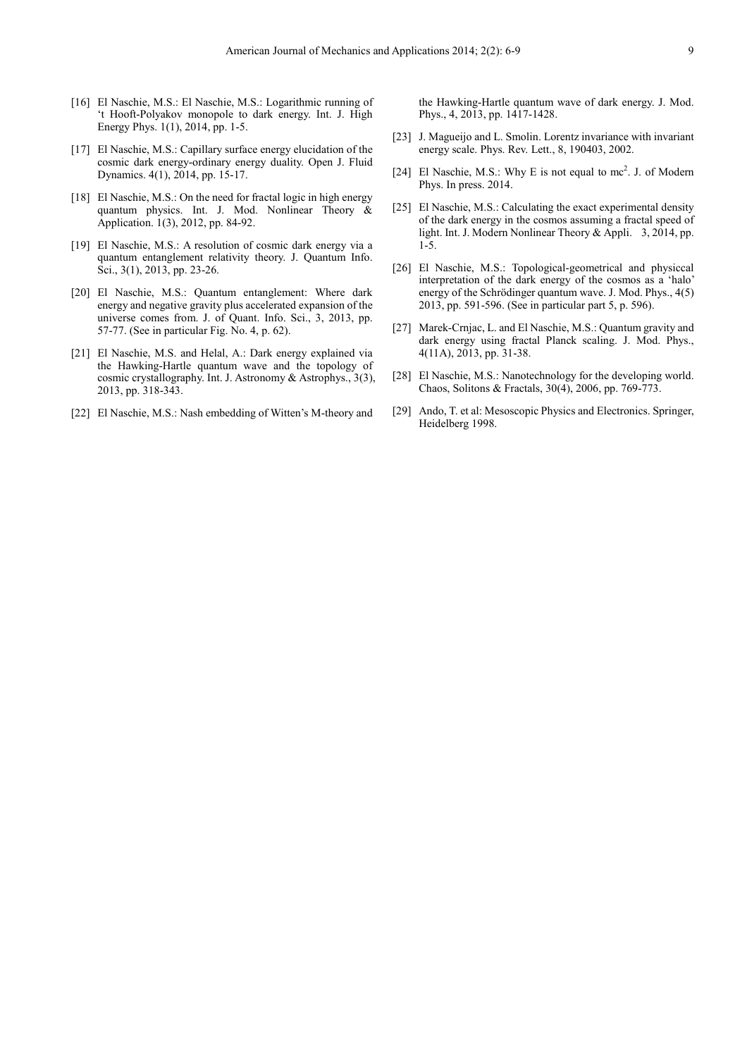[16] El Naschie, M.S.: El Naschie, M.S.: Logarithmic running of 't Hooft-Polyakov monopole to dark energy. Int. J. High Energy Phys. 1(1), 2014, pp. 1-5.

[17] El Naschie, M.S.: Capillary surface energy elucidation of the cosmic dark energy-ordinary energy duality. Open J. Fluid Dynamics. 4(1), 2014, pp. 15-17.

[18] El Naschie, M.S.: On the need for fractal logic in high energy quantum physics. Int. J. Mod. Nonlinear Theory & Application. 1(3), 2012, pp. 84-92.

[19] El Naschie, M.S.: A resolution of cosmic dark energy via a quantum entanglement relativity theory. J. Quantum Info. Sci., 3(1), 2013, pp. 23-26.

[20] El Naschie, M.S.: Quantum entanglement: Where dark energy and negative gravity plus accelerated expansion of the universe comes from. J. of Quant. Info. Sci., 3, 2013, pp. 57-77. (See in particular Fig. No. 4, p. 62).

[21] El Naschie, M.S. and Helal, A.: Dark energy explained via the Hawking-Hartle quantum wave and the topology of cosmic crystallography. Int. J. Astronomy & Astrophys., 3(3), 2013, pp. 318-343.

[22] El Naschie, M.S.: Nash embedding of Witten's M-theory and the Hawking-Hartle quantum wave of dark energy. J. Mod. Phys., 4, 2013, pp. 1417-1428.

[23] J. Magueijo and L. Smolin. Lorentz invariance with invariant energy scale. Phys. Rev. Lett., 8, 190403, 2002.

[24] El Naschie, M.S.: Why E is not equal to $mc^2$. J. of Modern Phys. In press. 2014.

[25] El Naschie, M.S.: Calculating the exact experimental density of the dark energy in the cosmos assuming a fractal speed of light. Int. J. Modern Nonlinear Theory & Appli. 3, 2014, pp. 1-5.

[26] El Naschie, M.S.: Topological-geometrical and physiccal interpretation of the dark energy of the cosmos as a 'halo' energy of the Schrödinger quantum wave. J. Mod. Phys., 4(5) 2013, pp. 591-596. (See in particular part 5, p. 596).

[27] Marek-Crnjac, L. and El Naschie, M.S.: Quantum gravity and dark energy using fractal Planck scaling. J. Mod. Phys., 4(11A), 2013, pp. 31-38.

[28] El Naschie, M.S.: Nanotechnology for the developing world. Chaos, Solitons & Fractals, 30(4), 2006, pp. 769-773.

[29] Ando, T. et al: Mesoscopic Physics and Electronics. Springer, Heidelberg 1998.